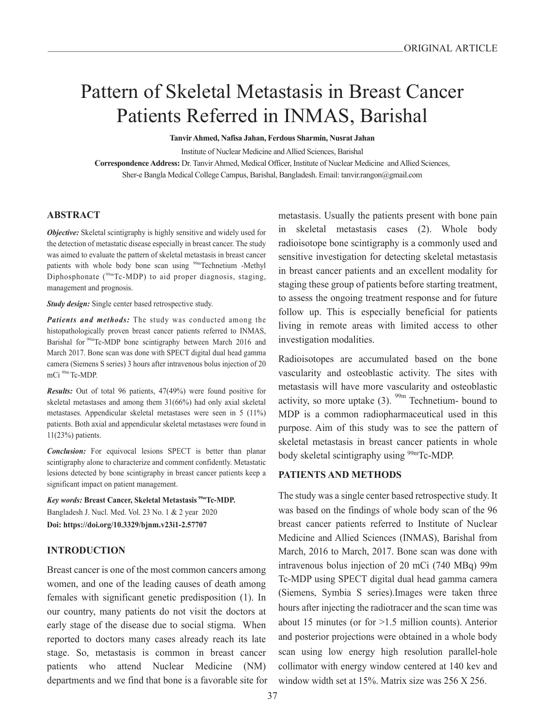# Pattern of Skeletal Metastasis in Breast Cancer Patients Referred in INMAS, Barishal

**Tanvir Ahmed, Nafisa Jahan, Ferdous Sharmin, Nusrat Jahan**

Institute of Nuclear Medicine and Allied Sciences, Barishal

**Correspondence Address:** Dr. Tanvir Ahmed, Medical Officer, Institute of Nuclear Medicine and Allied Sciences, Sher-e Bangla Medical College Campus, Barishal, Bangladesh. Email: tanvir.rangon@gmail.com

## ABSTRACT

***Objective:*** Skeletal scintigraphy is highly sensitive and widely used for the detection of metastatic disease especially in breast cancer. The study was aimed to evaluate the pattern of skeletal metastasis in breast cancer patients with whole body bone scan using $^{99m}$Technetium -Methyl Diphosphonate ($^{99m}$Tc-MDP) to aid proper diagnosis, staging, management and prognosis.

***Study design:*** Single center based retrospective study.

***Patients and methods:*** The study was conducted among the histopathologically proven breast cancer patients referred to INMAS, Barishal for $^{99m}$Tc-MDP bone scintigraphy between March 2016 and March 2017. Bone scan was done with SPECT digital dual head gamma camera (Siemens S series) 3 hours after intravenous bolus injection of 20 mCi $^{99m}$ Tc-MDP.

***Results:*** Out of total 96 patients, 47(49%) were found positive for skeletal metastases and among them 31(66%) had only axial skeletal metastases. Appendicular skeletal metastases were seen in 5 (11%) patients. Both axial and appendicular skeletal metastases were found in 11(23%) patients.

***Conclusion:*** For equivocal lesions SPECT is better than planar scintigraphy alone to characterize and comment confidently. Metastatic lesions detected by bone scintigraphy in breast cancer patients keep a significant impact on patient management.

***Key words:*** **Breast Cancer, Skeletal Metastasis $^{99m}$Tc-MDP.**

Bangladesh J. Nucl. Med. Vol. 23 No. 1 & 2 year 2020

**Doi: https://doi.org/10.3329/bjnm.v23i1-2.57707**

## INTRODUCTION

Breast cancer is one of the most common cancers among women, and one of the leading causes of death among females with significant genetic predisposition (1). In our country, many patients do not visit the doctors at early stage of the disease due to social stigma. When reported to doctors many cases already reach its late stage. So, metastasis is common in breast cancer patients who attend Nuclear Medicine (NM) departments and we find that bone is a favorable site for metastasis. Usually the patients present with bone pain in skeletal metastasis cases (2). Whole body radioisotope bone scintigraphy is a commonly used and sensitive investigation for detecting skeletal metastasis in breast cancer patients and an excellent modality for staging these group of patients before starting treatment, to assess the ongoing treatment response and for future follow up. This is especially beneficial for patients living in remote areas with limited access to other investigation modalities.

Radioisotopes are accumulated based on the bone vascularity and osteoblastic activity. The sites with metastasis will have more vascularity and osteoblastic activity, so more uptake (3). $^{99m}$ Technetium- bound to MDP is a common radiopharmaceutical used in this purpose. Aim of this study was to see the pattern of skeletal metastasis in breast cancer patients in whole body skeletal scintigraphy using $^{99m}$Tc-MDP.

## PATIENTS AND METHODS

The study was a single center based retrospective study. It was based on the findings of whole body scan of the 96 breast cancer patients referred to Institute of Nuclear Medicine and Allied Sciences (INMAS), Barishal from March, 2016 to March, 2017. Bone scan was done with intravenous bolus injection of 20 mCi (740 MBq) 99m Tc-MDP using SPECT digital dual head gamma camera (Siemens, Symbia S series).Images were taken three hours after injecting the radiotracer and the scan time was about 15 minutes (or for >1.5 million counts). Anterior and posterior projections were obtained in a whole body scan using low energy high resolution parallel-hole collimator with energy window centered at 140 kev and window width set at 15%. Matrix size was 256 X 256.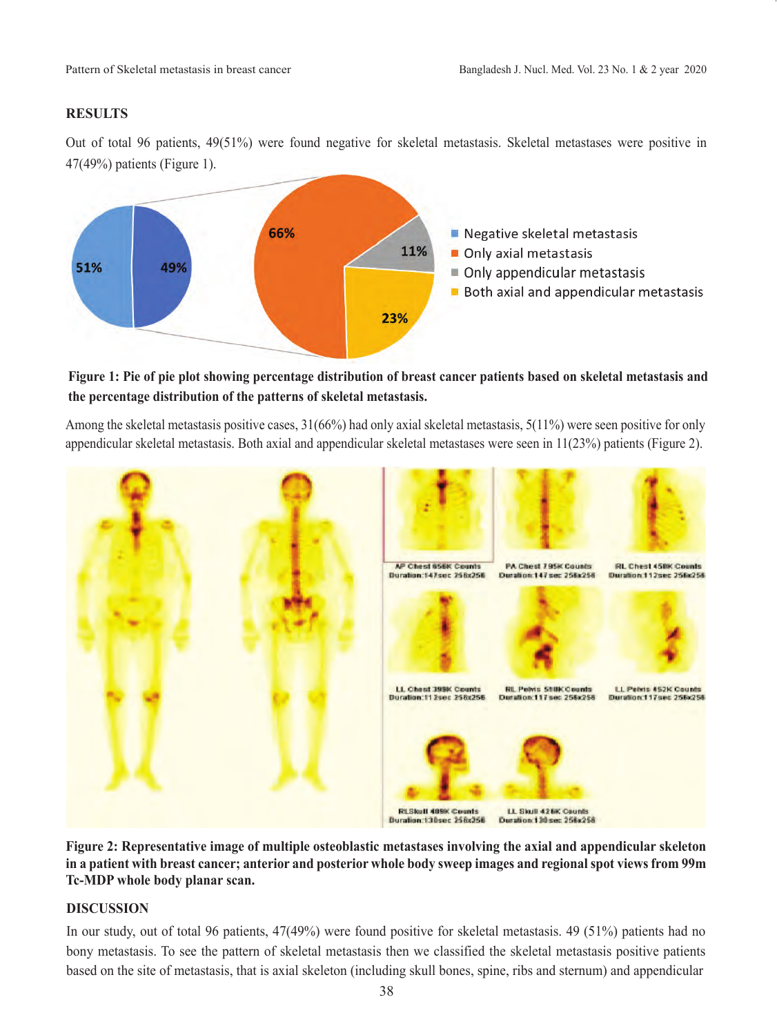## RESULTS

Out of total 96 patients, 49(51%) were found negative for skeletal metastasis. Skeletal metastases were positive in 47(49%) patients (Figure 1).

**Figure 1: Pie of pie plot showing percentage distribution of breast cancer patients based on skeletal metastasis and the percentage distribution of the patterns of skeletal metastasis.**

Among the skeletal metastasis positive cases, 31(66%) had only axial skeletal metastasis, 5(11%) were seen positive for only appendicular skeletal metastasis. Both axial and appendicular skeletal metastases were seen in 11(23%) patients (Figure 2).

**Figure 2: Representative image of multiple osteoblastic metastases involving the axial and appendicular skeleton in a patient with breast cancer; anterior and posterior whole body sweep images and regional spot views from 99m Tc-MDP whole body planar scan.**

## DISCUSSION

In our study, out of total 96 patients, 47(49%) were found positive for skeletal metastasis. 49 (51%) patients had no bony metastasis. To see the pattern of skeletal metastasis then we classified the skeletal metastasis positive patients based on the site of metastasis, that is axial skeleton (including skull bones, spine, ribs and sternum) and appendicular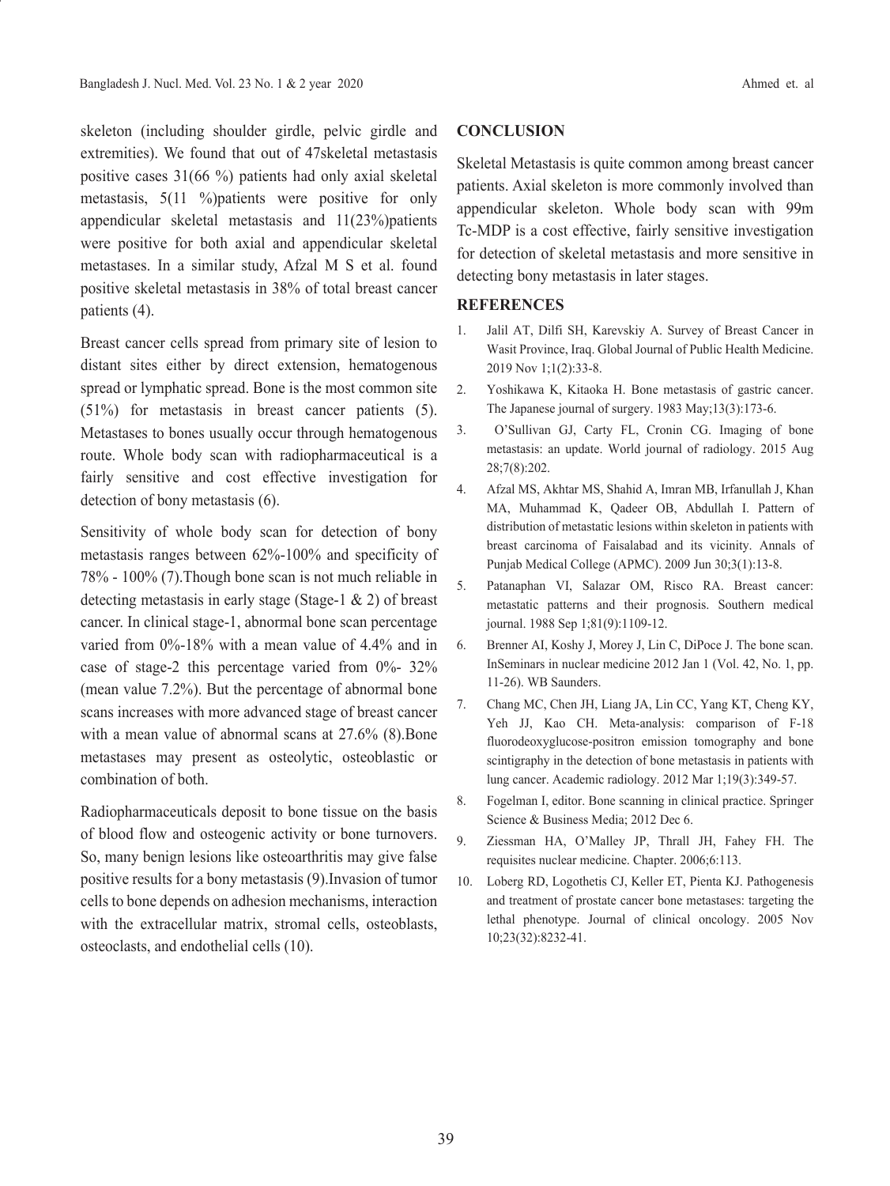skeleton (including shoulder girdle, pelvic girdle and extremities). We found that out of 47skeletal metastasis positive cases 31(66 %) patients had only axial skeletal metastasis, 5(11 %)patients were positive for only appendicular skeletal metastasis and 11(23%)patients were positive for both axial and appendicular skeletal metastases. In a similar study, Afzal M S et al. found positive skeletal metastasis in 38% of total breast cancer patients (4).

Breast cancer cells spread from primary site of lesion to distant sites either by direct extension, hematogenous spread or lymphatic spread. Bone is the most common site (51%) for metastasis in breast cancer patients (5). Metastases to bones usually occur through hematogenous route. Whole body scan with radiopharmaceutical is a fairly sensitive and cost effective investigation for detection of bony metastasis (6).

Sensitivity of whole body scan for detection of bony metastasis ranges between 62%-100% and specificity of 78% - 100% (7).Though bone scan is not much reliable in detecting metastasis in early stage (Stage-1 & 2) of breast cancer. In clinical stage-1, abnormal bone scan percentage varied from 0%-18% with a mean value of 4.4% and in case of stage-2 this percentage varied from 0%- 32% (mean value 7.2%). But the percentage of abnormal bone scans increases with more advanced stage of breast cancer with a mean value of abnormal scans at 27.6% (8).Bone metastases may present as osteolytic, osteoblastic or combination of both.

Radiopharmaceuticals deposit to bone tissue on the basis of blood flow and osteogenic activity or bone turnovers. So, many benign lesions like osteoarthritis may give false positive results for a bony metastasis (9).Invasion of tumor cells to bone depends on adhesion mechanisms, interaction with the extracellular matrix, stromal cells, osteoblasts, osteoclasts, and endothelial cells (10).

## CONCLUSION

Skeletal Metastasis is quite common among breast cancer patients. Axial skeleton is more commonly involved than appendicular skeleton. Whole body scan with 99m Tc-MDP is a cost effective, fairly sensitive investigation for detection of skeletal metastasis and more sensitive in detecting bony metastasis in later stages.

## REFERENCES

1. Jalil AT, Dilfi SH, Karevskiy A. Survey of Breast Cancer in Wasit Province, Iraq. Global Journal of Public Health Medicine. 2019 Nov 1;1(2):33-8.
2. Yoshikawa K, Kitaoka H. Bone metastasis of gastric cancer. The Japanese journal of surgery. 1983 May;13(3):173-6.
3. O'Sullivan GJ, Carty FL, Cronin CG. Imaging of bone metastasis: an update. World journal of radiology. 2015 Aug 28;7(8):202.
4. Afzal MS, Akhtar MS, Shahid A, Imran MB, Irfanullah J, Khan MA, Muhammad K, Qadeer OB, Abdullah I. Pattern of distribution of metastatic lesions within skeleton in patients with breast carcinoma of Faisalabad and its vicinity. Annals of Punjab Medical College (APMC). 2009 Jun 30;3(1):13-8.
5. Patanaphan VI, Salazar OM, Risco RA. Breast cancer: metastatic patterns and their prognosis. Southern medical journal. 1988 Sep 1;81(9):1109-12.
6. Brenner AI, Koshy J, Morey J, Lin C, DiPoce J. The bone scan. InSeminars in nuclear medicine 2012 Jan 1 (Vol. 42, No. 1, pp. 11-26). WB Saunders.
7. Chang MC, Chen JH, Liang JA, Lin CC, Yang KT, Cheng KY, Yeh JJ, Kao CH. Meta-analysis: comparison of F-18 fluorodeoxyglucose-positron emission tomography and bone scintigraphy in the detection of bone metastasis in patients with lung cancer. Academic radiology. 2012 Mar 1;19(3):349-57.
8. Fogelman I, editor. Bone scanning in clinical practice. Springer Science & Business Media; 2012 Dec 6.
9. Ziessman HA, O'Malley JP, Thrall JH, Fahey FH. The requisites nuclear medicine. Chapter. 2006;6:113.
10. Loberg RD, Logothetis CJ, Keller ET, Pienta KJ. Pathogenesis and treatment of prostate cancer bone metastases: targeting the lethal phenotype. Journal of clinical oncology. 2005 Nov 10;23(32):8232-41.